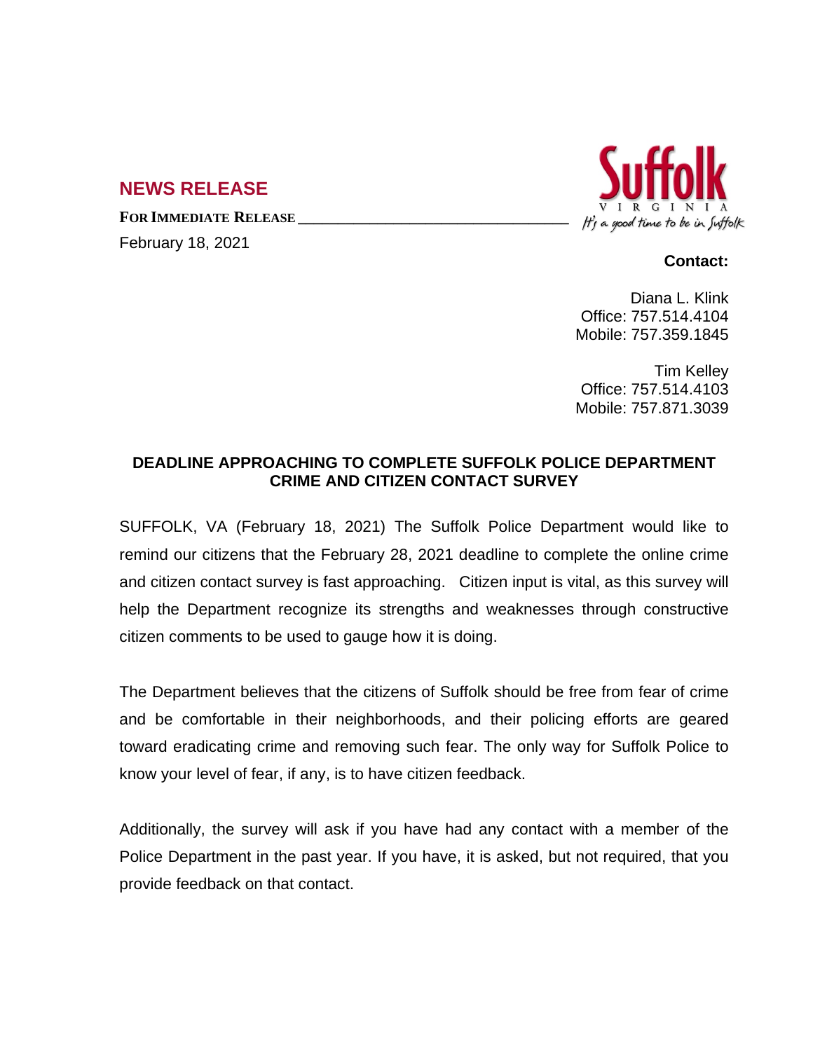## NEWS RELEASE

**FOR IMMEDIATE RELEASE**

February 18, 2021

Suffolk
VIRGINIA
*It's a good time to be in Suffolk*

**Contact:**

Diana L. Klink
Office: 757.514.4104
Mobile: 757.359.1845

Tim Kelley
Office: 757.514.4103
Mobile: 757.871.3039

### DEADLINE APPROACHING TO COMPLETE SUFFOLK POLICE DEPARTMENT CRIME AND CITIZEN CONTACT SURVEY

SUFFOLK, VA (February 18, 2021) The Suffolk Police Department would like to remind our citizens that the February 28, 2021 deadline to complete the online crime and citizen contact survey is fast approaching. Citizen input is vital, as this survey will help the Department recognize its strengths and weaknesses through constructive citizen comments to be used to gauge how it is doing.

The Department believes that the citizens of Suffolk should be free from fear of crime and be comfortable in their neighborhoods, and their policing efforts are geared toward eradicating crime and removing such fear. The only way for Suffolk Police to know your level of fear, if any, is to have citizen feedback.

Additionally, the survey will ask if you have had any contact with a member of the Police Department in the past year. If you have, it is asked, but not required, that you provide feedback on that contact.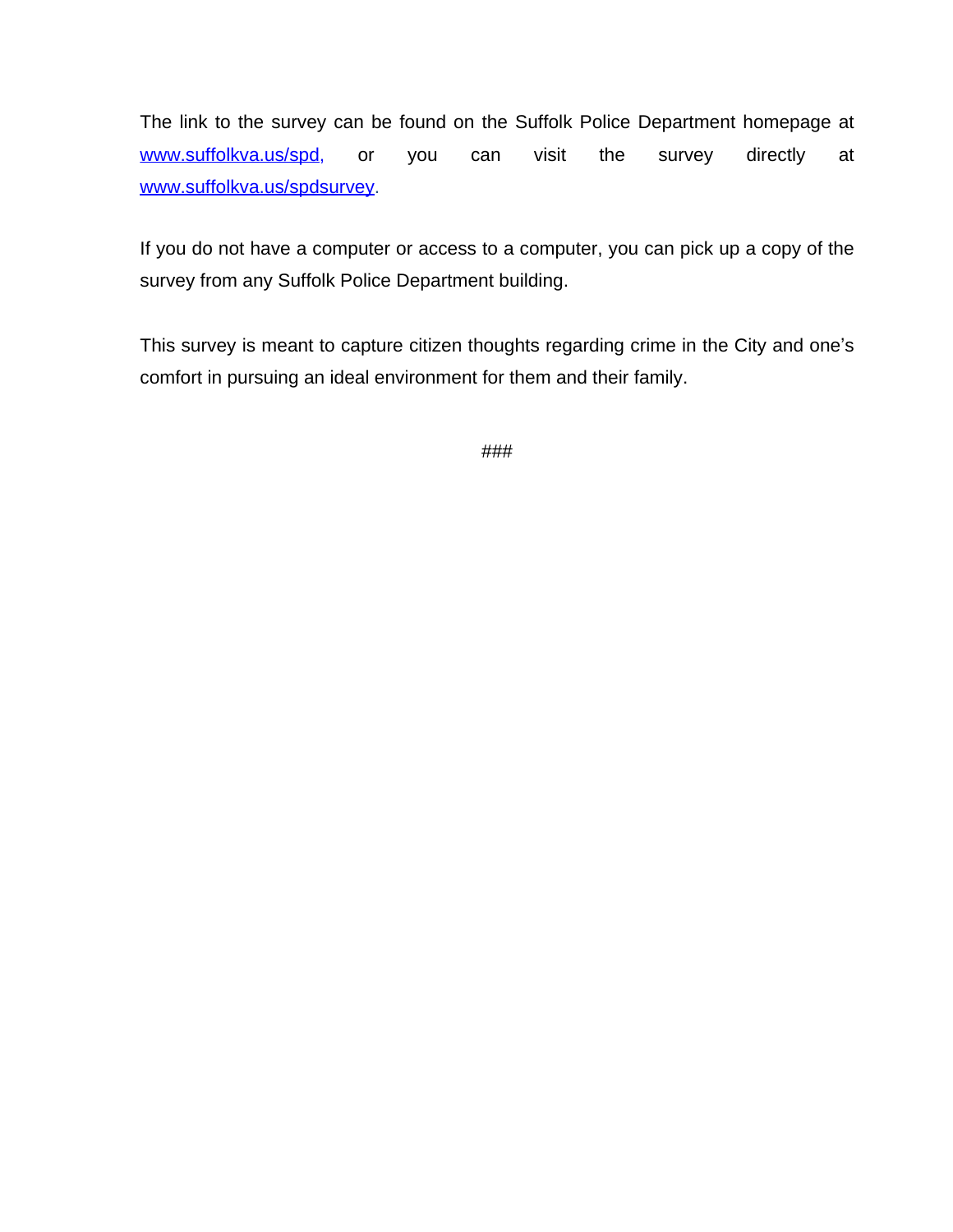The link to the survey can be found on the Suffolk Police Department homepage at [www.suffolkva.us/spd](www.suffolkva.us/spd), or you can visit the survey directly at [www.suffolkva.us/spdsurvey](www.suffolkva.us/spdsurvey).

If you do not have a computer or access to a computer, you can pick up a copy of the survey from any Suffolk Police Department building.

This survey is meant to capture citizen thoughts regarding crime in the City and one's comfort in pursuing an ideal environment for them and their family.

###